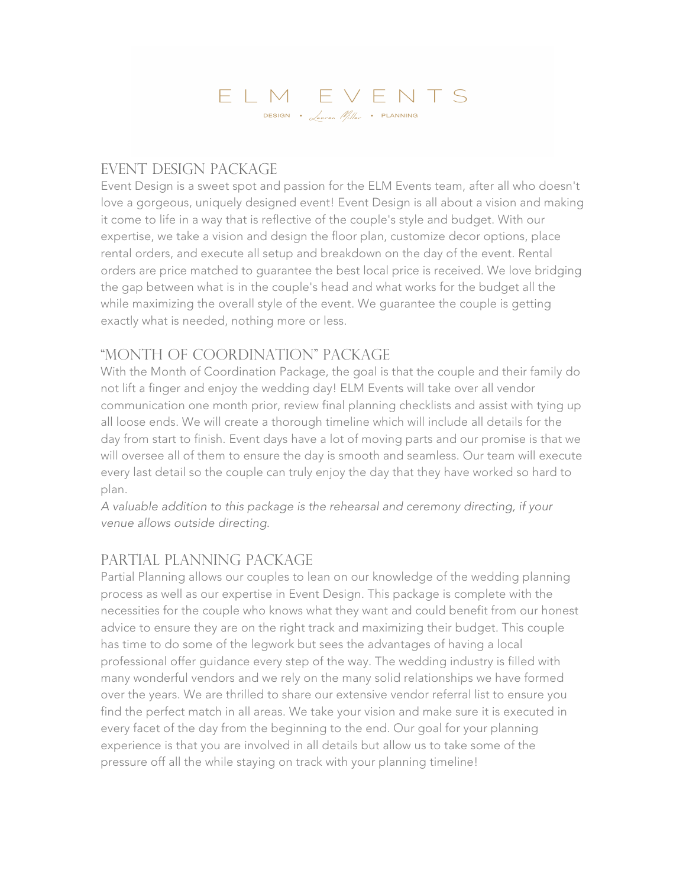# ELM EVENTS

DESIGN • Lauren Miller • PLANNING

## Event Design Package

Event Design is a sweet spot and passion for the ELM Events team, after all who doesn't love a gorgeous, uniquely designed event! Event Design is all about a vision and making it come to life in a way that is reflective of the couple's style and budget. With our expertise, we take a vision and design the floor plan, customize decor options, place rental orders, and execute all setup and breakdown on the day of the event. Rental orders are price matched to guarantee the best local price is received. We love bridging the gap between what is in the couple's head and what works for the budget all the while maximizing the overall style of the event. We guarantee the couple is getting exactly what is needed, nothing more or less.

## "Month of Coordination" Package

With the Month of Coordination Package, the goal is that the couple and their family do not lift a finger and enjoy the wedding day! ELM Events will take over all vendor communication one month prior, review final planning checklists and assist with tying up all loose ends. We will create a thorough timeline which will include all details for the day from start to finish. Event days have a lot of moving parts and our promise is that we will oversee all of them to ensure the day is smooth and seamless. Our team will execute every last detail so the couple can truly enjoy the day that they have worked so hard to plan.

*A valuable addition to this package is the rehearsal and ceremony directing, if your venue allows outside directing.*

## Partial Planning Package

Partial Planning allows our couples to lean on our knowledge of the wedding planning process as well as our expertise in Event Design. This package is complete with the necessities for the couple who knows what they want and could benefit from our honest advice to ensure they are on the right track and maximizing their budget. This couple has time to do some of the legwork but sees the advantages of having a local professional offer guidance every step of the way. The wedding industry is filled with many wonderful vendors and we rely on the many solid relationships we have formed over the years. We are thrilled to share our extensive vendor referral list to ensure you find the perfect match in all areas. We take your vision and make sure it is executed in every facet of the day from the beginning to the end. Our goal for your planning experience is that you are involved in all details but allow us to take some of the pressure off all the while staying on track with your planning timeline!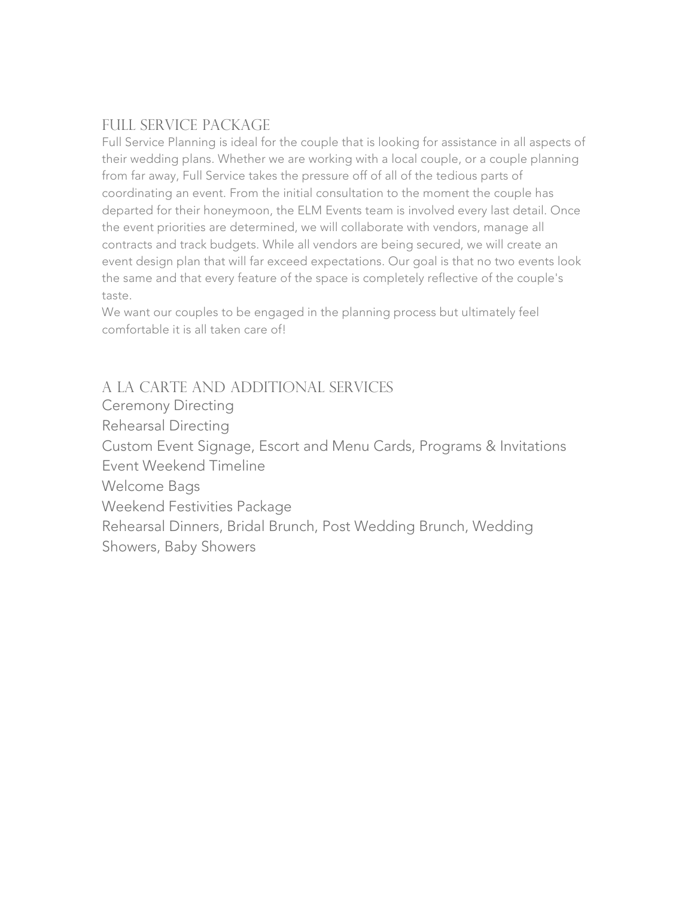## Full Service Package

Full Service Planning is ideal for the couple that is looking for assistance in all aspects of their wedding plans. Whether we are working with a local couple, or a couple planning from far away, Full Service takes the pressure off of all of the tedious parts of coordinating an event. From the initial consultation to the moment the couple has departed for their honeymoon, the ELM Events team is involved every last detail. Once the event priorities are determined, we will collaborate with vendors, manage all contracts and track budgets. While all vendors are being secured, we will create an event design plan that will far exceed expectations. Our goal is that no two events look the same and that every feature of the space is completely reflective of the couple's taste.

We want our couples to be engaged in the planning process but ultimately feel comfortable it is all taken care of!

## A La Carte and Additional Services

Ceremony Directing

Rehearsal Directing

Custom Event Signage, Escort and Menu Cards, Programs & Invitations

Event Weekend Timeline

Welcome Bags

Weekend Festivities Package

Rehearsal Dinners, Bridal Brunch, Post Wedding Brunch, Wedding Showers, Baby Showers